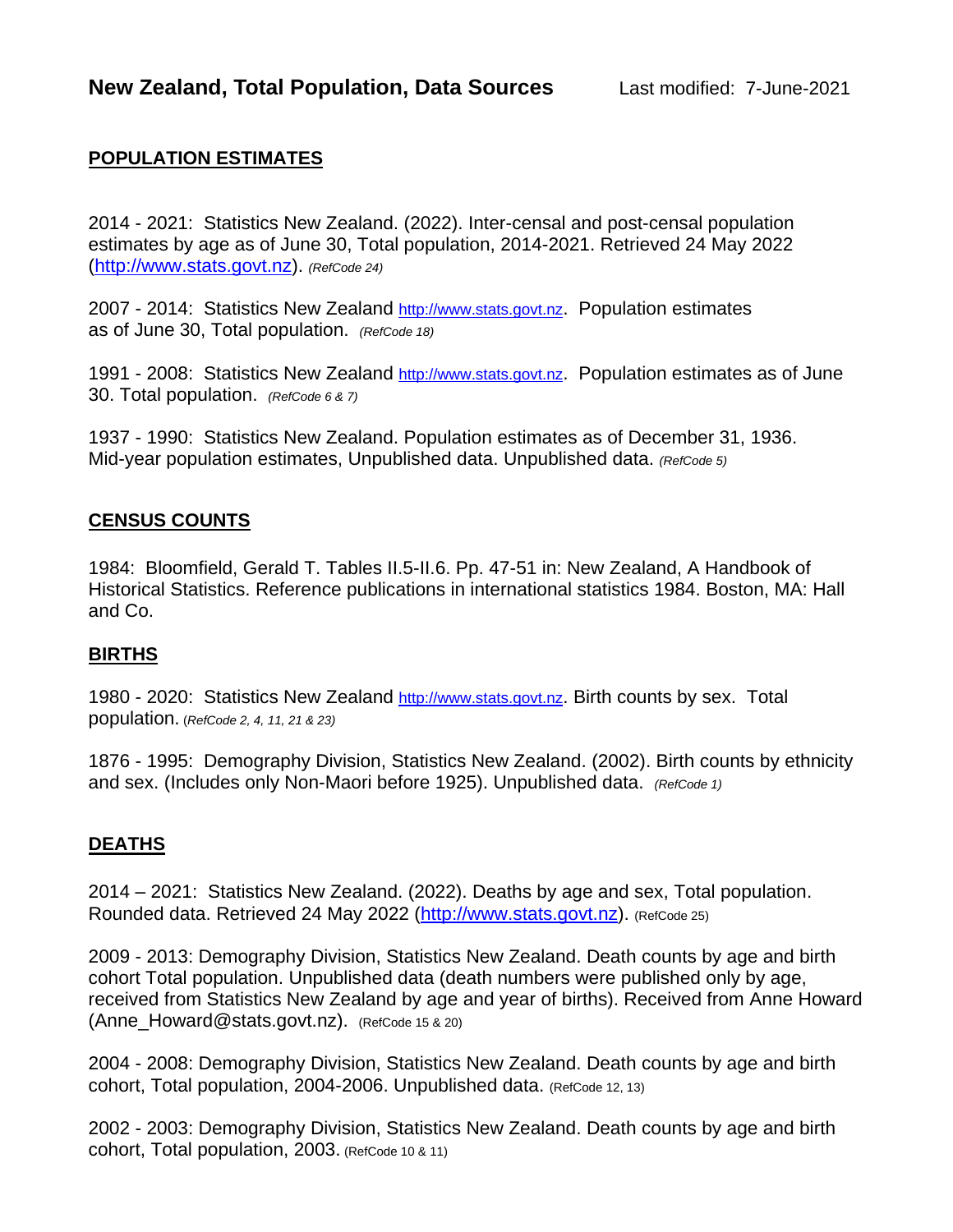# New Zealand, Total Population, Data Sources

Last modified: 7-June-2021

## POPULATION ESTIMATES

2014 - 2021: Statistics New Zealand. (2022). Inter-censal and post-censal population estimates by age as of June 30, Total population, 2014-2021. Retrieved 24 May 2022 (http://www.stats.govt.nz). *(RefCode 24)*

2007 - 2014: Statistics New Zealand http://www.stats.govt.nz. Population estimates as of June 30, Total population. *(RefCode 18)*

1991 - 2008: Statistics New Zealand http://www.stats.govt.nz. Population estimates as of June 30. Total population. *(RefCode 6 & 7)*

1937 - 1990: Statistics New Zealand. Population estimates as of December 31, 1936. Mid-year population estimates, Unpublished data. Unpublished data. *(RefCode 5)*

## CENSUS COUNTS

1984: Bloomfield, Gerald T. Tables II.5-II.6. Pp. 47-51 in: New Zealand, A Handbook of Historical Statistics. Reference publications in international statistics 1984. Boston, MA: Hall and Co.

## BIRTHS

1980 - 2020: Statistics New Zealand http://www.stats.govt.nz. Birth counts by sex. Total population. (*RefCode 2, 4, 11, 21 & 23)*

1876 - 1995: Demography Division, Statistics New Zealand. (2002). Birth counts by ethnicity and sex. (Includes only Non-Maori before 1925). Unpublished data. *(RefCode 1)*

## DEATHS

2014 – 2021: Statistics New Zealand. (2022). Deaths by age and sex, Total population. Rounded data. Retrieved 24 May 2022 (http://www.stats.govt.nz). (RefCode 25)

2009 - 2013: Demography Division, Statistics New Zealand. Death counts by age and birth cohort Total population. Unpublished data (death numbers were published only by age, received from Statistics New Zealand by age and year of births). Received from Anne Howard (Anne_Howard@stats.govt.nz). (RefCode 15 & 20)

2004 - 2008: Demography Division, Statistics New Zealand. Death counts by age and birth cohort, Total population, 2004-2006. Unpublished data. (RefCode 12, 13)

2002 - 2003: Demography Division, Statistics New Zealand. Death counts by age and birth cohort, Total population, 2003. (RefCode 10 & 11)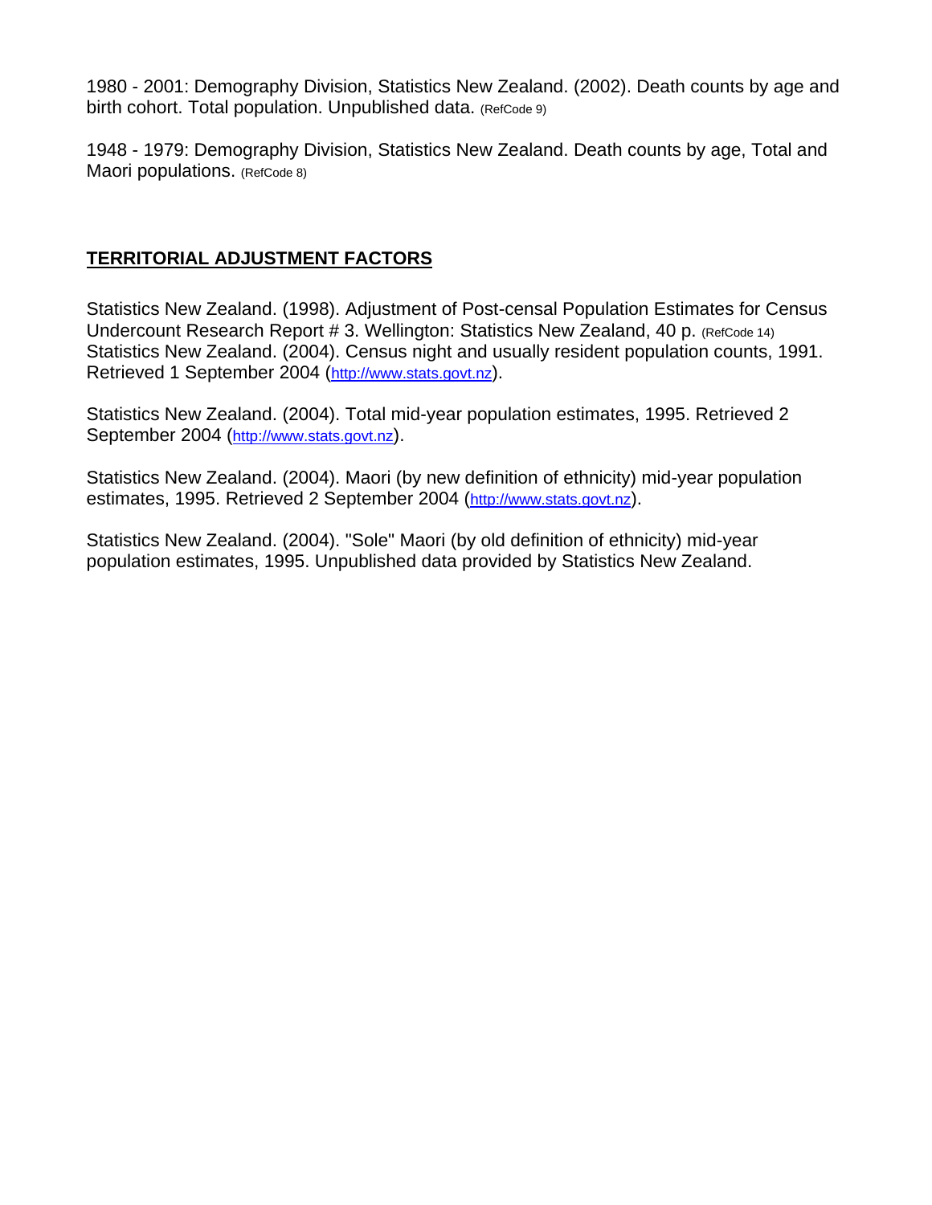1980 - 2001: Demography Division, Statistics New Zealand. (2002). Death counts by age and birth cohort. Total population. Unpublished data. (RefCode 9)

1948 - 1979: Demography Division, Statistics New Zealand. Death counts by age, Total and Maori populations. (RefCode 8)

## TERRITORIAL ADJUSTMENT FACTORS

Statistics New Zealand. (1998). Adjustment of Post-censal Population Estimates for Census Undercount Research Report # 3. Wellington: Statistics New Zealand, 40 p. (RefCode 14)
Statistics New Zealand. (2004). Census night and usually resident population counts, 1991. Retrieved 1 September 2004 (http://www.stats.govt.nz).

Statistics New Zealand. (2004). Total mid-year population estimates, 1995. Retrieved 2 September 2004 (http://www.stats.govt.nz).

Statistics New Zealand. (2004). Maori (by new definition of ethnicity) mid-year population estimates, 1995. Retrieved 2 September 2004 (http://www.stats.govt.nz).

Statistics New Zealand. (2004). "Sole" Maori (by old definition of ethnicity) mid-year population estimates, 1995. Unpublished data provided by Statistics New Zealand.